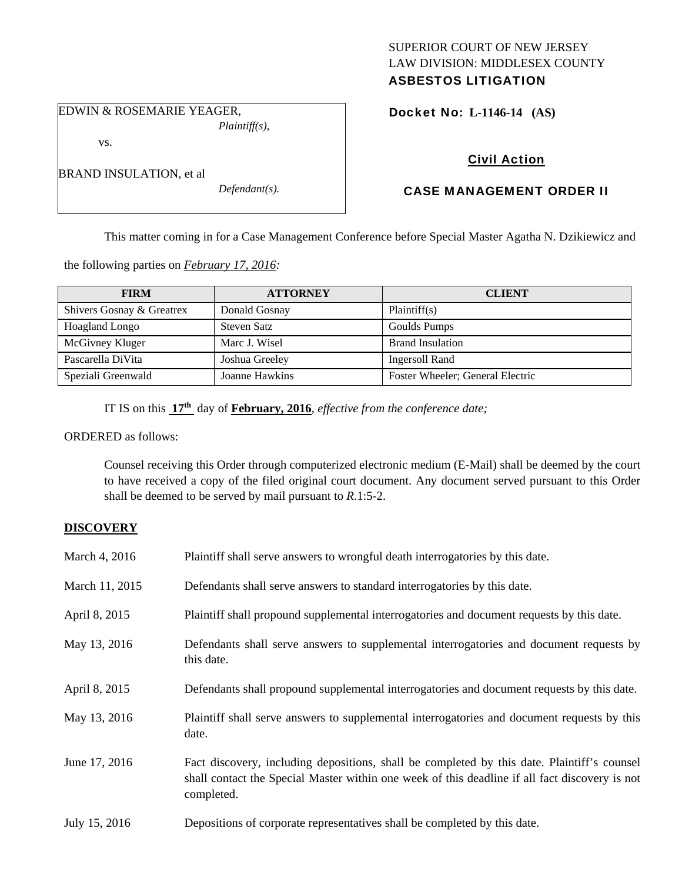SUPERIOR COURT OF NEW JERSEY
LAW DIVISION: MIDDLESEX COUNTY
**ASBESTOS LITIGATION**

EDWIN & ROSEMARIE YEAGER,
*Plaintiff(s),*

vs.

BRAND INSULATION, et al
*Defendant(s).*

**Docket No: L-1146-14 (AS)**

**Civil Action**

**CASE MANAGEMENT ORDER II**

This matter coming in for a Case Management Conference before Special Master Agatha N. Dzikiewicz and the following parties on *February 17, 2016:*

| FIRM | ATTORNEY | CLIENT |
|---|---|---|
| Shivers Gosnay & Greatrex | Donald Gosnay | Plaintiff(s) |
| Hoagland Longo | Steven Satz | Goulds Pumps |
| McGivney Kluger | Marc J. Wisel | Brand Insulation |
| Pascarella DiVita | Joshua Greeley | Ingersoll Rand |
| Speziali Greenwald | Joanne Hawkins | Foster Wheeler; General Electric |

IT IS on this **17th** day of **February, 2016**, *effective from the conference date;*

ORDERED as follows:

Counsel receiving this Order through computerized electronic medium (E-Mail) shall be deemed by the court to have received a copy of the filed original court document. Any document served pursuant to this Order shall be deemed to be served by mail pursuant to *R*.1:5-2.

**DISCOVERY**

March 4, 2016 — Plaintiff shall serve answers to wrongful death interrogatories by this date.

March 11, 2015 — Defendants shall serve answers to standard interrogatories by this date.

April 8, 2015 — Plaintiff shall propound supplemental interrogatories and document requests by this date.

May 13, 2016 — Defendants shall serve answers to supplemental interrogatories and document requests by this date.

April 8, 2015 — Defendants shall propound supplemental interrogatories and document requests by this date.

May 13, 2016 — Plaintiff shall serve answers to supplemental interrogatories and document requests by this date.

June 17, 2016 — Fact discovery, including depositions, shall be completed by this date. Plaintiff's counsel shall contact the Special Master within one week of this deadline if all fact discovery is not completed.

July 15, 2016 — Depositions of corporate representatives shall be completed by this date.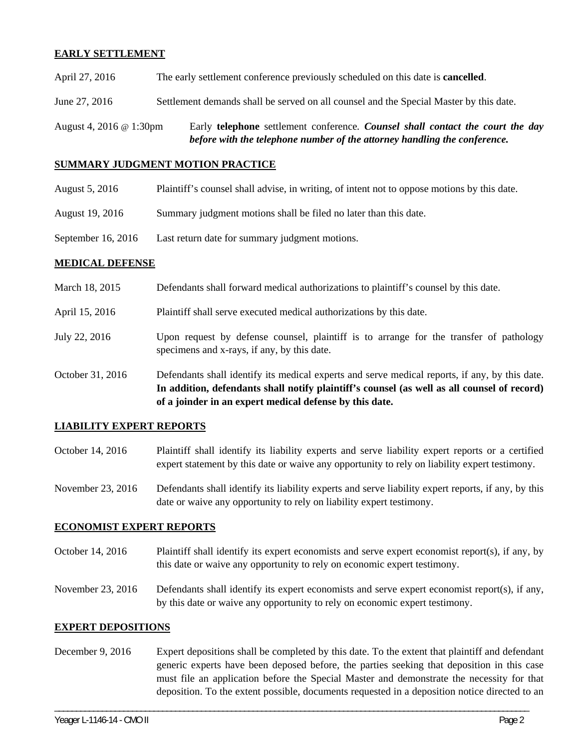## EARLY SETTLEMENT

April 27, 2016 The early settlement conference previously scheduled on this date is **cancelled**.

June 27, 2016 Settlement demands shall be served on all counsel and the Special Master by this date.

August 4, 2016 @ 1:30pm Early **telephone** settlement conference. ***Counsel shall contact the court the day before with the telephone number of the attorney handling the conference.***

## SUMMARY JUDGMENT MOTION PRACTICE

August 5, 2016 Plaintiff's counsel shall advise, in writing, of intent not to oppose motions by this date.

August 19, 2016 Summary judgment motions shall be filed no later than this date.

September 16, 2016 Last return date for summary judgment motions.

## MEDICAL DEFENSE

March 18, 2015 Defendants shall forward medical authorizations to plaintiff's counsel by this date.

April 15, 2016 Plaintiff shall serve executed medical authorizations by this date.

July 22, 2016 Upon request by defense counsel, plaintiff is to arrange for the transfer of pathology specimens and x-rays, if any, by this date.

October 31, 2016 Defendants shall identify its medical experts and serve medical reports, if any, by this date. **In addition, defendants shall notify plaintiff's counsel (as well as all counsel of record) of a joinder in an expert medical defense by this date.**

## LIABILITY EXPERT REPORTS

October 14, 2016 Plaintiff shall identify its liability experts and serve liability expert reports or a certified expert statement by this date or waive any opportunity to rely on liability expert testimony.

November 23, 2016 Defendants shall identify its liability experts and serve liability expert reports, if any, by this date or waive any opportunity to rely on liability expert testimony.

## ECONOMIST EXPERT REPORTS

October 14, 2016 Plaintiff shall identify its expert economists and serve expert economist report(s), if any, by this date or waive any opportunity to rely on economic expert testimony.

November 23, 2016 Defendants shall identify its expert economists and serve expert economist report(s), if any, by this date or waive any opportunity to rely on economic expert testimony.

## EXPERT DEPOSITIONS

December 9, 2016 Expert depositions shall be completed by this date. To the extent that plaintiff and defendant generic experts have been deposed before, the parties seeking that deposition in this case must file an application before the Special Master and demonstrate the necessity for that deposition. To the extent possible, documents requested in a deposition notice directed to an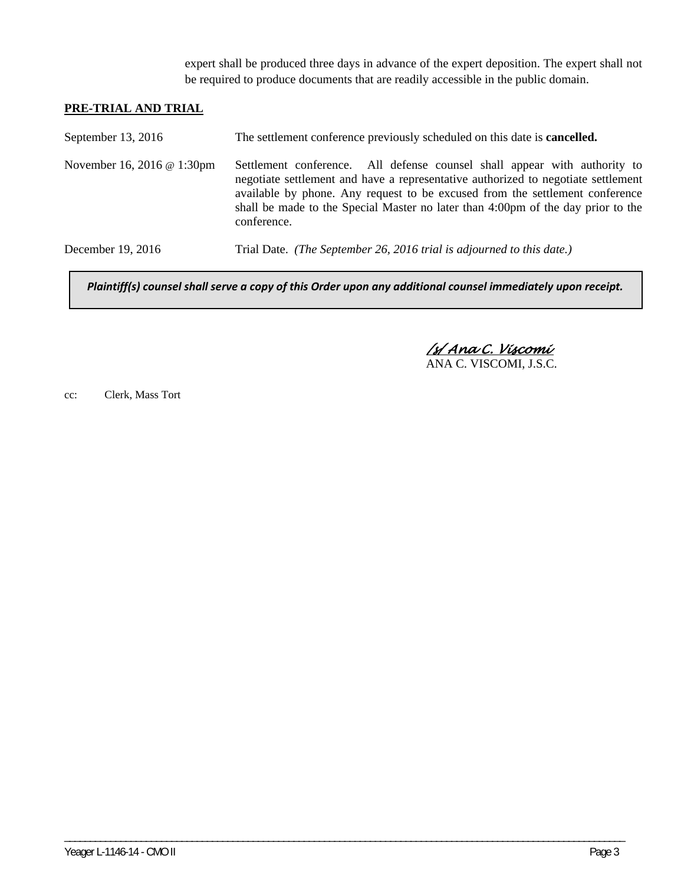expert shall be produced three days in advance of the expert deposition. The expert shall not be required to produce documents that are readily accessible in the public domain.

**PRE-TRIAL AND TRIAL**

| | |
|---|---|
| September 13, 2016 | The settlement conference previously scheduled on this date is **cancelled.** |
| November 16, 2016 @ 1:30pm | Settlement conference. All defense counsel shall appear with authority to negotiate settlement and have a representative authorized to negotiate settlement available by phone. Any request to be excused from the settlement conference shall be made to the Special Master no later than 4:00pm of the day prior to the conference. |
| December 19, 2016 | Trial Date. *(The September 26, 2016 trial is adjourned to this date.)* |

***Plaintiff(s) counsel shall serve a copy of this Order upon any additional counsel immediately upon receipt.***

*/s/ Ana C. Viscomi*
ANA C. VISCOMI, J.S.C.

cc: Clerk, Mass Tort